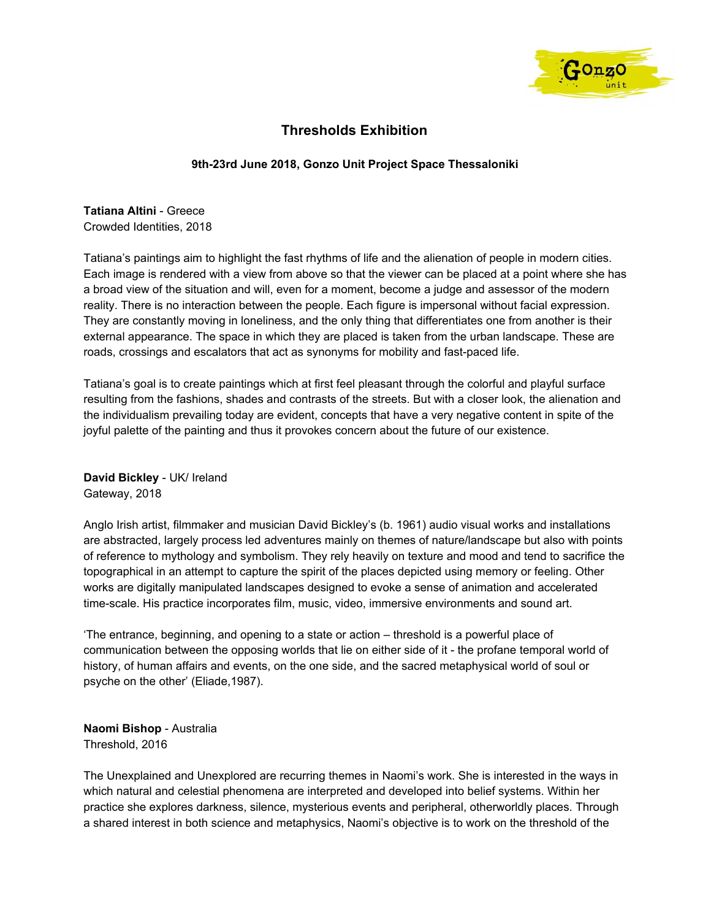# Thresholds Exhibition

**9th-23rd June 2018, Gonzo Unit Project Space Thessaloniki**

**Tatiana Altini** - Greece
Crowded Identities, 2018

Tatiana's paintings aim to highlight the fast rhythms of life and the alienation of people in modern cities. Each image is rendered with a view from above so that the viewer can be placed at a point where she has a broad view of the situation and will, even for a moment, become a judge and assessor of the modern reality. There is no interaction between the people. Each figure is impersonal without facial expression. They are constantly moving in loneliness, and the only thing that differentiates one from another is their external appearance. The space in which they are placed is taken from the urban landscape. These are roads, crossings and escalators that act as synonyms for mobility and fast-paced life.

Tatiana's goal is to create paintings which at first feel pleasant through the colorful and playful surface resulting from the fashions, shades and contrasts of the streets. But with a closer look, the alienation and the individualism prevailing today are evident, concepts that have a very negative content in spite of the joyful palette of the painting and thus it provokes concern about the future of our existence.

**David Bickley** - UK/ Ireland
Gateway, 2018

Anglo Irish artist, filmmaker and musician David Bickley's (b. 1961) audio visual works and installations are abstracted, largely process led adventures mainly on themes of nature/landscape but also with points of reference to mythology and symbolism. They rely heavily on texture and mood and tend to sacrifice the topographical in an attempt to capture the spirit of the places depicted using memory or feeling. Other works are digitally manipulated landscapes designed to evoke a sense of animation and accelerated time-scale. His practice incorporates film, music, video, immersive environments and sound art.

'The entrance, beginning, and opening to a state or action – threshold is a powerful place of communication between the opposing worlds that lie on either side of it - the profane temporal world of history, of human affairs and events, on the one side, and the sacred metaphysical world of soul or psyche on the other' (Eliade,1987).

**Naomi Bishop** - Australia
Threshold, 2016

The Unexplained and Unexplored are recurring themes in Naomi's work. She is interested in the ways in which natural and celestial phenomena are interpreted and developed into belief systems. Within her practice she explores darkness, silence, mysterious events and peripheral, otherworldly places. Through a shared interest in both science and metaphysics, Naomi's objective is to work on the threshold of the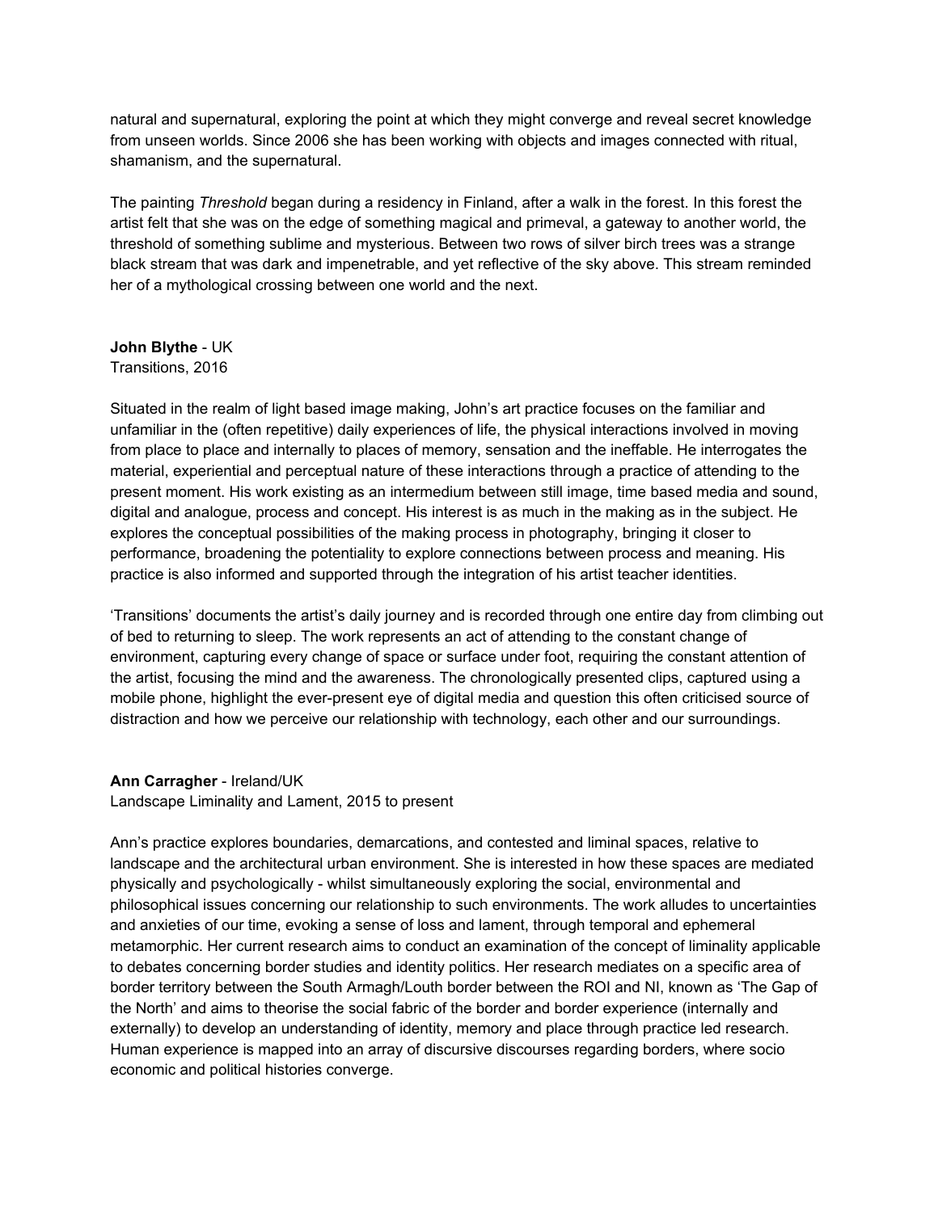natural and supernatural, exploring the point at which they might converge and reveal secret knowledge from unseen worlds. Since 2006 she has been working with objects and images connected with ritual, shamanism, and the supernatural.

The painting *Threshold* began during a residency in Finland, after a walk in the forest. In this forest the artist felt that she was on the edge of something magical and primeval, a gateway to another world, the threshold of something sublime and mysterious. Between two rows of silver birch trees was a strange black stream that was dark and impenetrable, and yet reflective of the sky above. This stream reminded her of a mythological crossing between one world and the next.

**John Blythe** - UK
Transitions, 2016

Situated in the realm of light based image making, John's art practice focuses on the familiar and unfamiliar in the (often repetitive) daily experiences of life, the physical interactions involved in moving from place to place and internally to places of memory, sensation and the ineffable. He interrogates the material, experiential and perceptual nature of these interactions through a practice of attending to the present moment. His work existing as an intermedium between still image, time based media and sound, digital and analogue, process and concept. His interest is as much in the making as in the subject. He explores the conceptual possibilities of the making process in photography, bringing it closer to performance, broadening the potentiality to explore connections between process and meaning. His practice is also informed and supported through the integration of his artist teacher identities.

'Transitions' documents the artist's daily journey and is recorded through one entire day from climbing out of bed to returning to sleep. The work represents an act of attending to the constant change of environment, capturing every change of space or surface under foot, requiring the constant attention of the artist, focusing the mind and the awareness. The chronologically presented clips, captured using a mobile phone, highlight the ever-present eye of digital media and question this often criticised source of distraction and how we perceive our relationship with technology, each other and our surroundings.

**Ann Carragher** - Ireland/UK
Landscape Liminality and Lament, 2015 to present

Ann's practice explores boundaries, demarcations, and contested and liminal spaces, relative to landscape and the architectural urban environment. She is interested in how these spaces are mediated physically and psychologically - whilst simultaneously exploring the social, environmental and philosophical issues concerning our relationship to such environments. The work alludes to uncertainties and anxieties of our time, evoking a sense of loss and lament, through temporal and ephemeral metamorphic. Her current research aims to conduct an examination of the concept of liminality applicable to debates concerning border studies and identity politics. Her research mediates on a specific area of border territory between the South Armagh/Louth border between the ROI and NI, known as 'The Gap of the North' and aims to theorise the social fabric of the border and border experience (internally and externally) to develop an understanding of identity, memory and place through practice led research. Human experience is mapped into an array of discursive discourses regarding borders, where socio economic and political histories converge.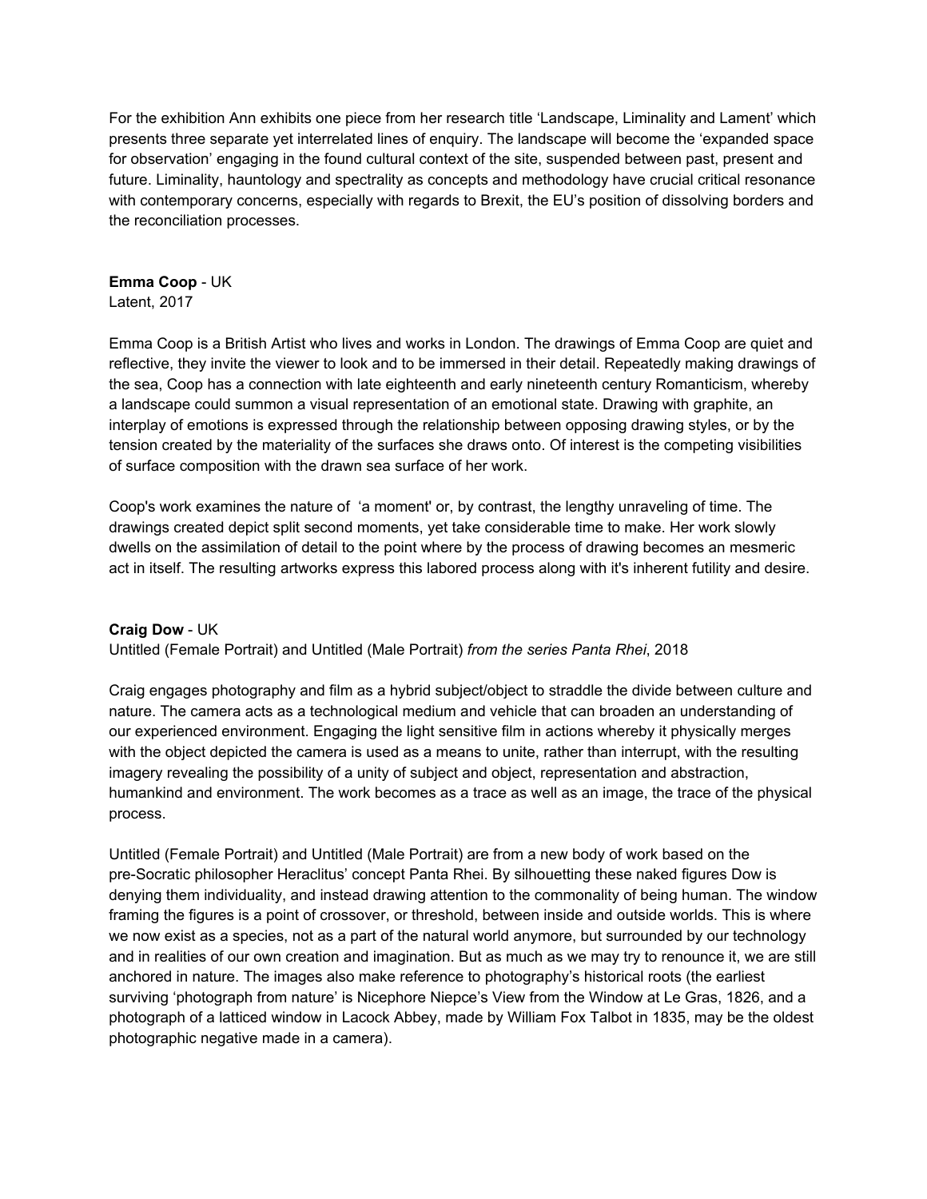For the exhibition Ann exhibits one piece from her research title 'Landscape, Liminality and Lament' which presents three separate yet interrelated lines of enquiry. The landscape will become the 'expanded space for observation' engaging in the found cultural context of the site, suspended between past, present and future. Liminality, hauntology and spectrality as concepts and methodology have crucial critical resonance with contemporary concerns, especially with regards to Brexit, the EU's position of dissolving borders and the reconciliation processes.

**Emma Coop** - UK
Latent, 2017

Emma Coop is a British Artist who lives and works in London. The drawings of Emma Coop are quiet and reflective, they invite the viewer to look and to be immersed in their detail. Repeatedly making drawings of the sea, Coop has a connection with late eighteenth and early nineteenth century Romanticism, whereby a landscape could summon a visual representation of an emotional state. Drawing with graphite, an interplay of emotions is expressed through the relationship between opposing drawing styles, or by the tension created by the materiality of the surfaces she draws onto. Of interest is the competing visibilities of surface composition with the drawn sea surface of her work.

Coop's work examines the nature of 'a moment' or, by contrast, the lengthy unraveling of time. The drawings created depict split second moments, yet take considerable time to make. Her work slowly dwells on the assimilation of detail to the point where by the process of drawing becomes an mesmeric act in itself. The resulting artworks express this labored process along with it's inherent futility and desire.

**Craig Dow** - UK
Untitled (Female Portrait) and Untitled (Male Portrait) *from the series Panta Rhei*, 2018

Craig engages photography and film as a hybrid subject/object to straddle the divide between culture and nature. The camera acts as a technological medium and vehicle that can broaden an understanding of our experienced environment. Engaging the light sensitive film in actions whereby it physically merges with the object depicted the camera is used as a means to unite, rather than interrupt, with the resulting imagery revealing the possibility of a unity of subject and object, representation and abstraction, humankind and environment. The work becomes as a trace as well as an image, the trace of the physical process.

Untitled (Female Portrait) and Untitled (Male Portrait) are from a new body of work based on the pre-Socratic philosopher Heraclitus' concept Panta Rhei. By silhouetting these naked figures Dow is denying them individuality, and instead drawing attention to the commonality of being human. The window framing the figures is a point of crossover, or threshold, between inside and outside worlds. This is where we now exist as a species, not as a part of the natural world anymore, but surrounded by our technology and in realities of our own creation and imagination. But as much as we may try to renounce it, we are still anchored in nature. The images also make reference to photography's historical roots (the earliest surviving 'photograph from nature' is Nicephore Niepce's View from the Window at Le Gras, 1826, and a photograph of a latticed window in Lacock Abbey, made by William Fox Talbot in 1835, may be the oldest photographic negative made in a camera).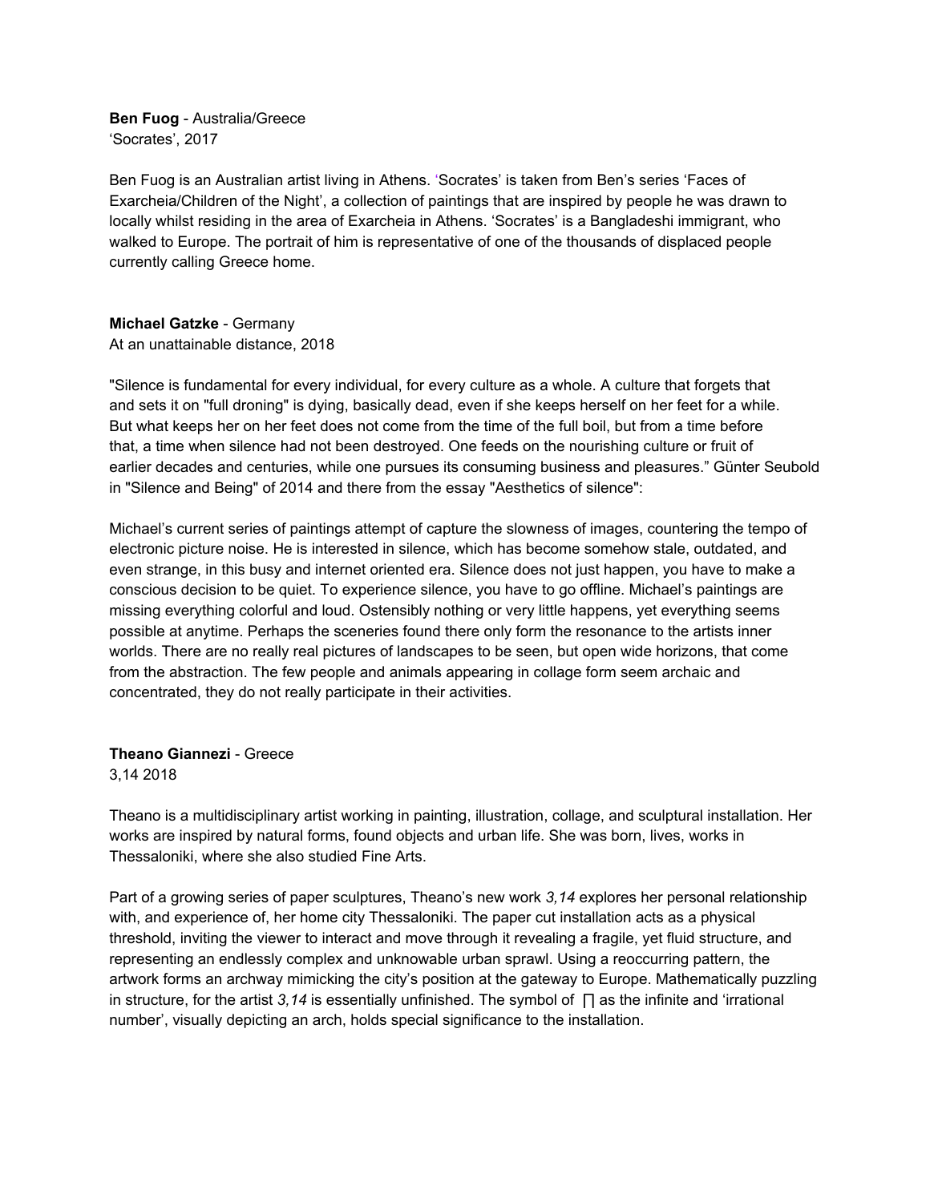**Ben Fuog** - Australia/Greece
'Socrates', 2017

Ben Fuog is an Australian artist living in Athens. 'Socrates' is taken from Ben's series 'Faces of Exarcheia/Children of the Night', a collection of paintings that are inspired by people he was drawn to locally whilst residing in the area of Exarcheia in Athens. 'Socrates' is a Bangladeshi immigrant, who walked to Europe. The portrait of him is representative of one of the thousands of displaced people currently calling Greece home.

**Michael Gatzke** - Germany
At an unattainable distance, 2018

"Silence is fundamental for every individual, for every culture as a whole. A culture that forgets that and sets it on "full droning" is dying, basically dead, even if she keeps herself on her feet for a while. But what keeps her on her feet does not come from the time of the full boil, but from a time before that, a time when silence had not been destroyed. One feeds on the nourishing culture or fruit of earlier decades and centuries, while one pursues its consuming business and pleasures." Günter Seubold in "Silence and Being" of 2014 and there from the essay "Aesthetics of silence":

Michael's current series of paintings attempt of capture the slowness of images, countering the tempo of electronic picture noise. He is interested in silence, which has become somehow stale, outdated, and even strange, in this busy and internet oriented era. Silence does not just happen, you have to make a conscious decision to be quiet. To experience silence, you have to go offline. Michael's paintings are missing everything colorful and loud. Ostensibly nothing or very little happens, yet everything seems possible at anytime. Perhaps the sceneries found there only form the resonance to the artists inner worlds. There are no really real pictures of landscapes to be seen, but open wide horizons, that come from the abstraction. The few people and animals appearing in collage form seem archaic and concentrated, they do not really participate in their activities.

**Theano Giannezi** - Greece
3,14 2018

Theano is a multidisciplinary artist working in painting, illustration, collage, and sculptural installation. Her works are inspired by natural forms, found objects and urban life. She was born, lives, works in Thessaloniki, where she also studied Fine Arts.

Part of a growing series of paper sculptures, Theano's new work *3,14* explores her personal relationship with, and experience of, her home city Thessaloniki. The paper cut installation acts as a physical threshold, inviting the viewer to interact and move through it revealing a fragile, yet fluid structure, and representing an endlessly complex and unknowable urban sprawl. Using a reoccurring pattern, the artwork forms an archway mimicking the city's position at the gateway to Europe. Mathematically puzzling in structure, for the artist *3,14* is essentially unfinished. The symbol of ∏ as the infinite and 'irrational number', visually depicting an arch, holds special significance to the installation.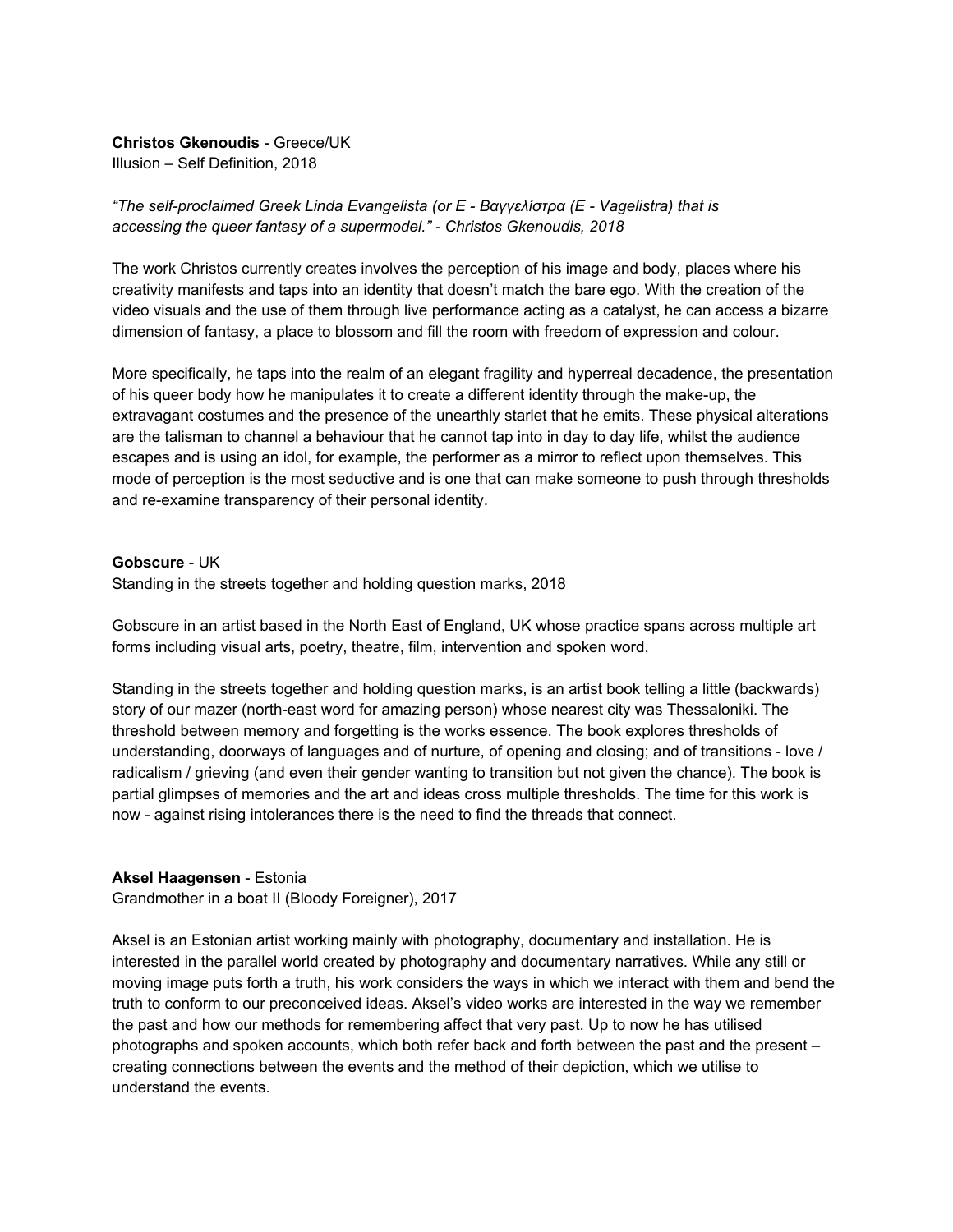**Christos Gkenoudis** - Greece/UK
Illusion – Self Definition, 2018

*"The self-proclaimed Greek Linda Evangelista (or E - Βαγγελίστρα (E - Vagelistra) that is accessing the queer fantasy of a supermodel." - Christos Gkenoudis, 2018*

The work Christos currently creates involves the perception of his image and body, places where his creativity manifests and taps into an identity that doesn't match the bare ego. With the creation of the video visuals and the use of them through live performance acting as a catalyst, he can access a bizarre dimension of fantasy, a place to blossom and fill the room with freedom of expression and colour.

More specifically, he taps into the realm of an elegant fragility and hyperreal decadence, the presentation of his queer body how he manipulates it to create a different identity through the make-up, the extravagant costumes and the presence of the unearthly starlet that he emits. These physical alterations are the talisman to channel a behaviour that he cannot tap into in day to day life, whilst the audience escapes and is using an idol, for example, the performer as a mirror to reflect upon themselves. This mode of perception is the most seductive and is one that can make someone to push through thresholds and re-examine transparency of their personal identity.

**Gobscure** - UK
Standing in the streets together and holding question marks, 2018

Gobscure in an artist based in the North East of England, UK whose practice spans across multiple art forms including visual arts, poetry, theatre, film, intervention and spoken word.

Standing in the streets together and holding question marks, is an artist book telling a little (backwards) story of our mazer (north-east word for amazing person) whose nearest city was Thessaloniki. The threshold between memory and forgetting is the works essence. The book explores thresholds of understanding, doorways of languages and of nurture, of opening and closing; and of transitions - love / radicalism / grieving (and even their gender wanting to transition but not given the chance). The book is partial glimpses of memories and the art and ideas cross multiple thresholds. The time for this work is now - against rising intolerances there is the need to find the threads that connect.

**Aksel Haagensen** - Estonia
Grandmother in a boat II (Bloody Foreigner), 2017

Aksel is an Estonian artist working mainly with photography, documentary and installation. He is interested in the parallel world created by photography and documentary narratives. While any still or moving image puts forth a truth, his work considers the ways in which we interact with them and bend the truth to conform to our preconceived ideas. Aksel's video works are interested in the way we remember the past and how our methods for remembering affect that very past. Up to now he has utilised photographs and spoken accounts, which both refer back and forth between the past and the present – creating connections between the events and the method of their depiction, which we utilise to understand the events.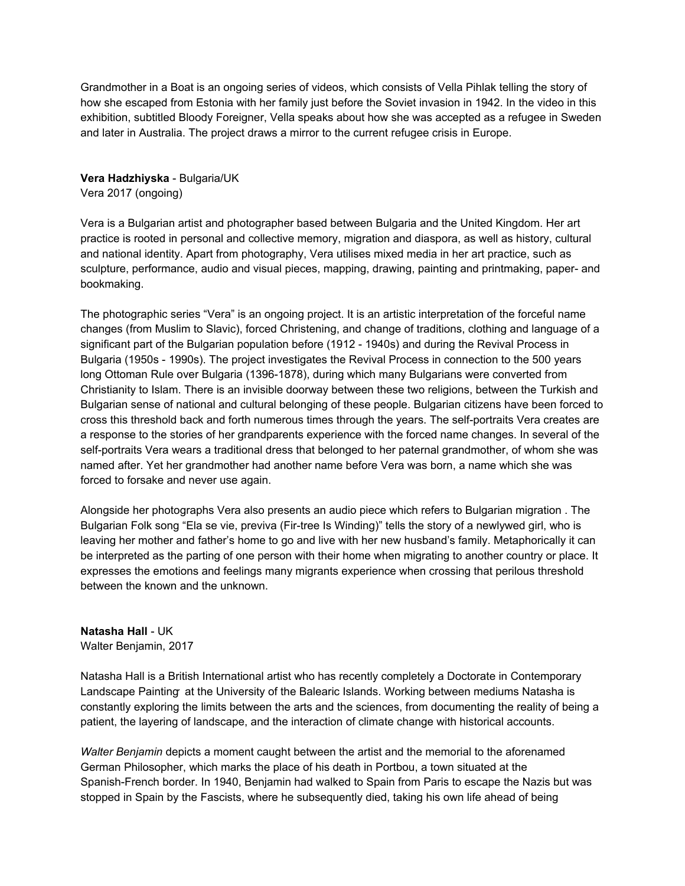Grandmother in a Boat is an ongoing series of videos, which consists of Vella Pihlak telling the story of how she escaped from Estonia with her family just before the Soviet invasion in 1942. In the video in this exhibition, subtitled Bloody Foreigner, Vella speaks about how she was accepted as a refugee in Sweden and later in Australia. The project draws a mirror to the current refugee crisis in Europe.

**Vera Hadzhiyska** - Bulgaria/UK
Vera 2017 (ongoing)

Vera is a Bulgarian artist and photographer based between Bulgaria and the United Kingdom. Her art practice is rooted in personal and collective memory, migration and diaspora, as well as history, cultural and national identity. Apart from photography, Vera utilises mixed media in her art practice, such as sculpture, performance, audio and visual pieces, mapping, drawing, painting and printmaking, paper- and bookmaking.

The photographic series "Vera" is an ongoing project. It is an artistic interpretation of the forceful name changes (from Muslim to Slavic), forced Christening, and change of traditions, clothing and language of a significant part of the Bulgarian population before (1912 - 1940s) and during the Revival Process in Bulgaria (1950s - 1990s). The project investigates the Revival Process in connection to the 500 years long Ottoman Rule over Bulgaria (1396-1878), during which many Bulgarians were converted from Christianity to Islam. There is an invisible doorway between these two religions, between the Turkish and Bulgarian sense of national and cultural belonging of these people. Bulgarian citizens have been forced to cross this threshold back and forth numerous times through the years. The self-portraits Vera creates are a response to the stories of her grandparents experience with the forced name changes. In several of the self-portraits Vera wears a traditional dress that belonged to her paternal grandmother, of whom she was named after. Yet her grandmother had another name before Vera was born, a name which she was forced to forsake and never use again.

Alongside her photographs Vera also presents an audio piece which refers to Bulgarian migration . The Bulgarian Folk song "Ela se vie, previva (Fir-tree Is Winding)" tells the story of a newlywed girl, who is leaving her mother and father's home to go and live with her new husband's family. Metaphorically it can be interpreted as the parting of one person with their home when migrating to another country or place. It expresses the emotions and feelings many migrants experience when crossing that perilous threshold between the known and the unknown.

**Natasha Hall** - UK
Walter Benjamin, 2017

Natasha Hall is a British International artist who has recently completely a Doctorate in Contemporary Landscape Painting at the University of the Balearic Islands. Working between mediums Natasha is constantly exploring the limits between the arts and the sciences, from documenting the reality of being a patient, the layering of landscape, and the interaction of climate change with historical accounts.

*Walter Benjamin* depicts a moment caught between the artist and the memorial to the aforenamed German Philosopher, which marks the place of his death in Portbou, a town situated at the Spanish-French border. In 1940, Benjamin had walked to Spain from Paris to escape the Nazis but was stopped in Spain by the Fascists, where he subsequently died, taking his own life ahead of being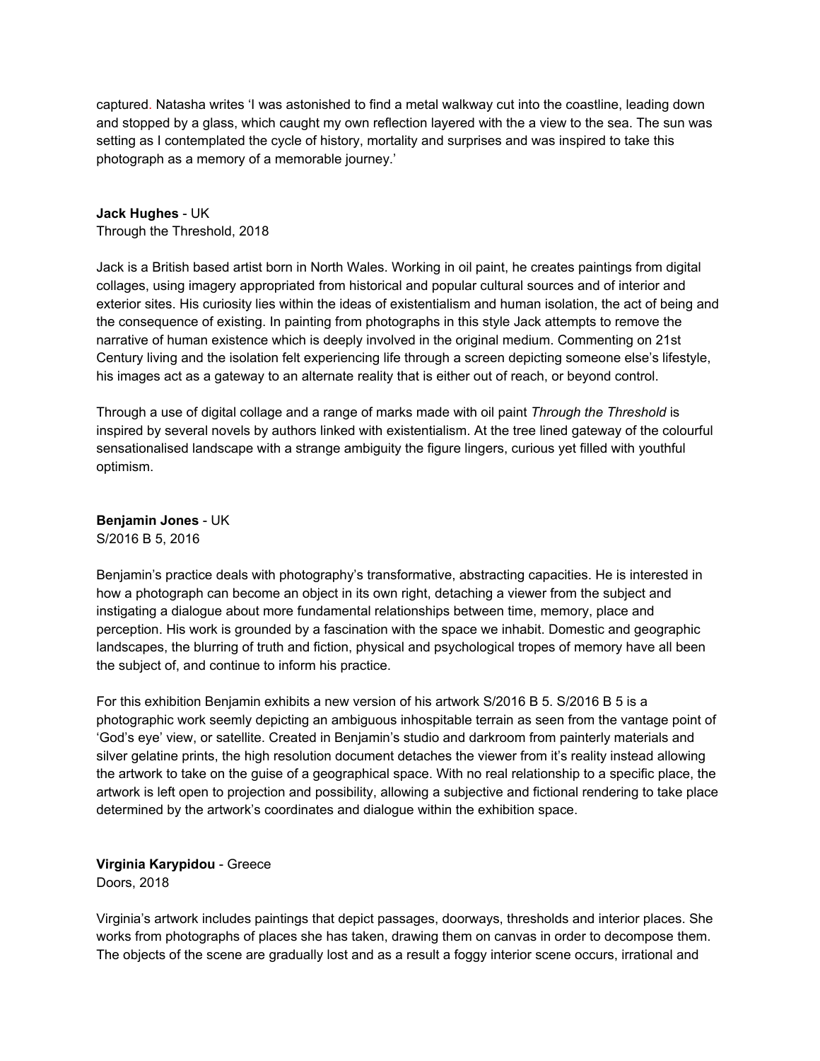captured. Natasha writes 'I was astonished to find a metal walkway cut into the coastline, leading down and stopped by a glass, which caught my own reflection layered with the a view to the sea. The sun was setting as I contemplated the cycle of history, mortality and surprises and was inspired to take this photograph as a memory of a memorable journey.'

**Jack Hughes** - UK
Through the Threshold, 2018

Jack is a British based artist born in North Wales. Working in oil paint, he creates paintings from digital collages, using imagery appropriated from historical and popular cultural sources and of interior and exterior sites. His curiosity lies within the ideas of existentialism and human isolation, the act of being and the consequence of existing. In painting from photographs in this style Jack attempts to remove the narrative of human existence which is deeply involved in the original medium. Commenting on 21st Century living and the isolation felt experiencing life through a screen depicting someone else's lifestyle, his images act as a gateway to an alternate reality that is either out of reach, or beyond control.

Through a use of digital collage and a range of marks made with oil paint *Through the Threshold* is inspired by several novels by authors linked with existentialism. At the tree lined gateway of the colourful sensationalised landscape with a strange ambiguity the figure lingers, curious yet filled with youthful optimism.

**Benjamin Jones** - UK
S/2016 B 5, 2016

Benjamin's practice deals with photography's transformative, abstracting capacities. He is interested in how a photograph can become an object in its own right, detaching a viewer from the subject and instigating a dialogue about more fundamental relationships between time, memory, place and perception. His work is grounded by a fascination with the space we inhabit. Domestic and geographic landscapes, the blurring of truth and fiction, physical and psychological tropes of memory have all been the subject of, and continue to inform his practice.

For this exhibition Benjamin exhibits a new version of his artwork S/2016 B 5. S/2016 B 5 is a photographic work seemly depicting an ambiguous inhospitable terrain as seen from the vantage point of 'God's eye' view, or satellite. Created in Benjamin's studio and darkroom from painterly materials and silver gelatine prints, the high resolution document detaches the viewer from it's reality instead allowing the artwork to take on the guise of a geographical space. With no real relationship to a specific place, the artwork is left open to projection and possibility, allowing a subjective and fictional rendering to take place determined by the artwork's coordinates and dialogue within the exhibition space.

**Virginia Karypidou** - Greece
Doors, 2018

Virginia's artwork includes paintings that depict passages, doorways, thresholds and interior places. She works from photographs of places she has taken, drawing them on canvas in order to decompose them. The objects of the scene are gradually lost and as a result a foggy interior scene occurs, irrational and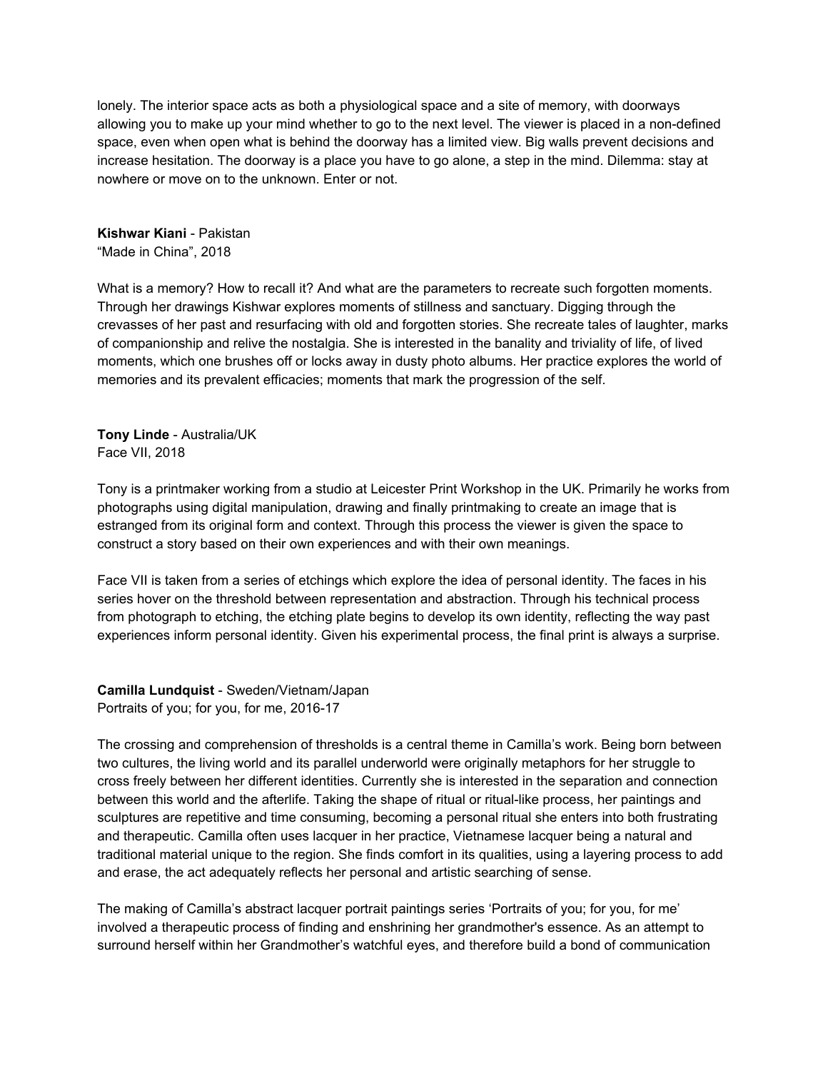lonely. The interior space acts as both a physiological space and a site of memory, with doorways allowing you to make up your mind whether to go to the next level. The viewer is placed in a non-defined space, even when open what is behind the doorway has a limited view. Big walls prevent decisions and increase hesitation. The doorway is a place you have to go alone, a step in the mind. Dilemma: stay at nowhere or move on to the unknown. Enter or not.

**Kishwar Kiani** - Pakistan
"Made in China", 2018

What is a memory? How to recall it? And what are the parameters to recreate such forgotten moments. Through her drawings Kishwar explores moments of stillness and sanctuary. Digging through the crevasses of her past and resurfacing with old and forgotten stories. She recreate tales of laughter, marks of companionship and relive the nostalgia. She is interested in the banality and triviality of life, of lived moments, which one brushes off or locks away in dusty photo albums. Her practice explores the world of memories and its prevalent efficacies; moments that mark the progression of the self.

**Tony Linde** - Australia/UK
Face VII, 2018

Tony is a printmaker working from a studio at Leicester Print Workshop in the UK. Primarily he works from photographs using digital manipulation, drawing and finally printmaking to create an image that is estranged from its original form and context. Through this process the viewer is given the space to construct a story based on their own experiences and with their own meanings.

Face VII is taken from a series of etchings which explore the idea of personal identity. The faces in his series hover on the threshold between representation and abstraction. Through his technical process from photograph to etching, the etching plate begins to develop its own identity, reflecting the way past experiences inform personal identity. Given his experimental process, the final print is always a surprise.

**Camilla Lundquist** - Sweden/Vietnam/Japan
Portraits of you; for you, for me, 2016-17

The crossing and comprehension of thresholds is a central theme in Camilla's work. Being born between two cultures, the living world and its parallel underworld were originally metaphors for her struggle to cross freely between her different identities. Currently she is interested in the separation and connection between this world and the afterlife. Taking the shape of ritual or ritual-like process, her paintings and sculptures are repetitive and time consuming, becoming a personal ritual she enters into both frustrating and therapeutic. Camilla often uses lacquer in her practice, Vietnamese lacquer being a natural and traditional material unique to the region. She finds comfort in its qualities, using a layering process to add and erase, the act adequately reflects her personal and artistic searching of sense.

The making of Camilla's abstract lacquer portrait paintings series 'Portraits of you; for you, for me' involved a therapeutic process of finding and enshrining her grandmother's essence. As an attempt to surround herself within her Grandmother's watchful eyes, and therefore build a bond of communication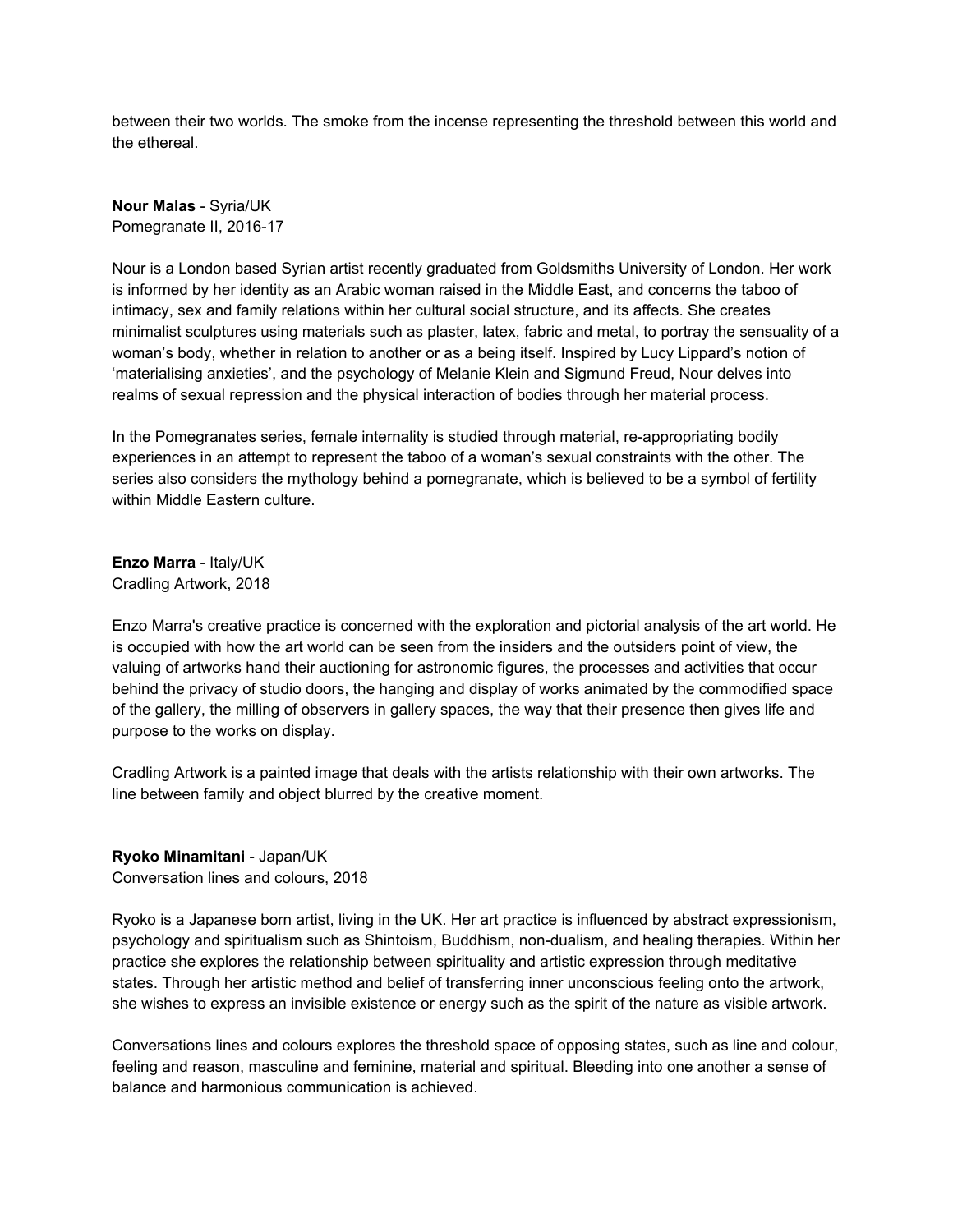between their two worlds. The smoke from the incense representing the threshold between this world and the ethereal.

**Nour Malas** - Syria/UK
Pomegranate II, 2016-17

Nour is a London based Syrian artist recently graduated from Goldsmiths University of London. Her work is informed by her identity as an Arabic woman raised in the Middle East, and concerns the taboo of intimacy, sex and family relations within her cultural social structure, and its affects. She creates minimalist sculptures using materials such as plaster, latex, fabric and metal, to portray the sensuality of a woman's body, whether in relation to another or as a being itself. Inspired by Lucy Lippard's notion of 'materialising anxieties', and the psychology of Melanie Klein and Sigmund Freud, Nour delves into realms of sexual repression and the physical interaction of bodies through her material process.

In the Pomegranates series, female internality is studied through material, re-appropriating bodily experiences in an attempt to represent the taboo of a woman's sexual constraints with the other. The series also considers the mythology behind a pomegranate, which is believed to be a symbol of fertility within Middle Eastern culture.

**Enzo Marra** - Italy/UK
Cradling Artwork, 2018

Enzo Marra's creative practice is concerned with the exploration and pictorial analysis of the art world. He is occupied with how the art world can be seen from the insiders and the outsiders point of view, the valuing of artworks hand their auctioning for astronomic figures, the processes and activities that occur behind the privacy of studio doors, the hanging and display of works animated by the commodified space of the gallery, the milling of observers in gallery spaces, the way that their presence then gives life and purpose to the works on display.

Cradling Artwork is a painted image that deals with the artists relationship with their own artworks. The line between family and object blurred by the creative moment.

**Ryoko Minamitani** - Japan/UK
Conversation lines and colours, 2018

Ryoko is a Japanese born artist, living in the UK. Her art practice is influenced by abstract expressionism, psychology and spiritualism such as Shintoism, Buddhism, non-dualism, and healing therapies. Within her practice she explores the relationship between spirituality and artistic expression through meditative states. Through her artistic method and belief of transferring inner unconscious feeling onto the artwork, she wishes to express an invisible existence or energy such as the spirit of the nature as visible artwork.

Conversations lines and colours explores the threshold space of opposing states, such as line and colour, feeling and reason, masculine and feminine, material and spiritual. Bleeding into one another a sense of balance and harmonious communication is achieved.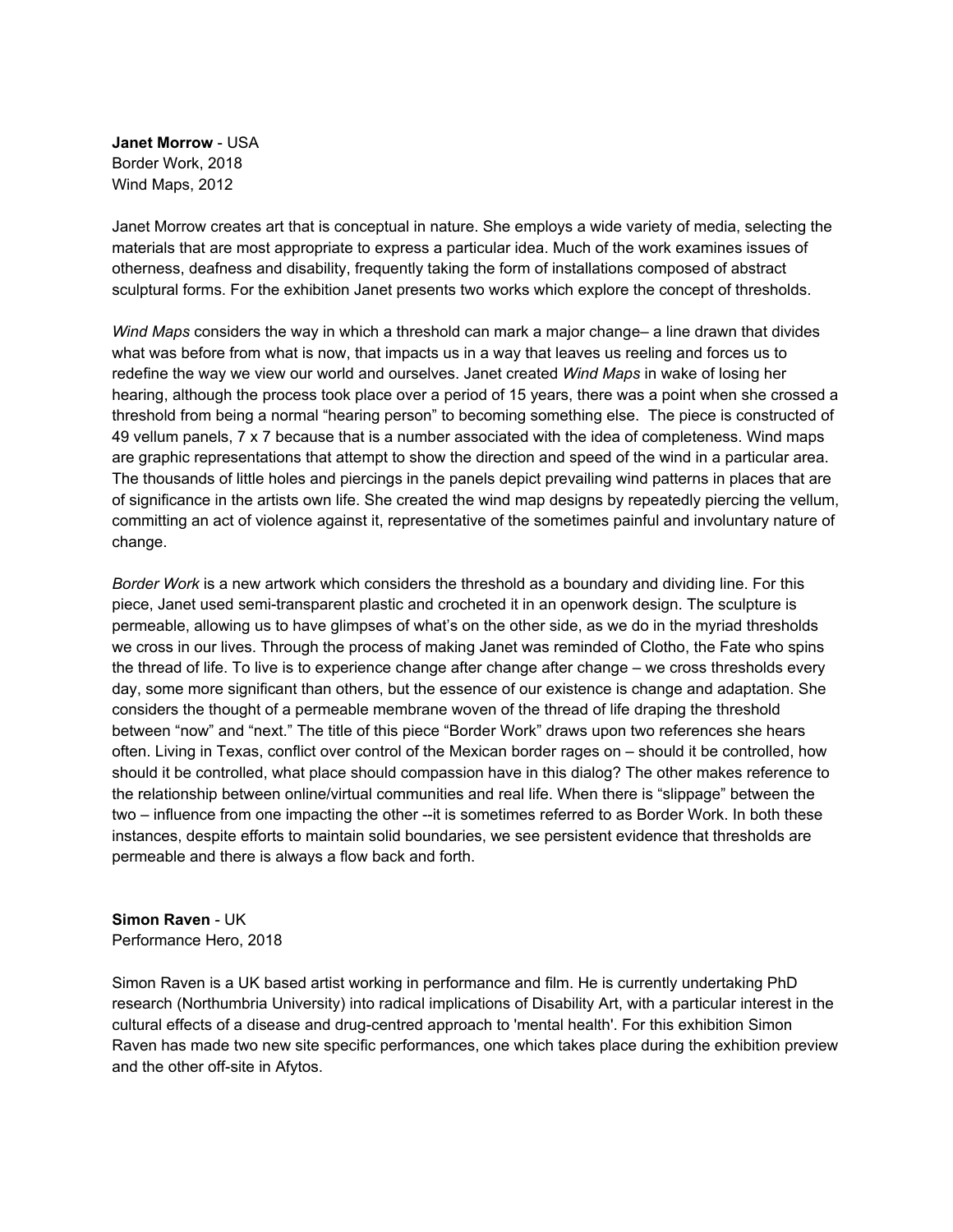**Janet Morrow** - USA
Border Work, 2018
Wind Maps, 2012

Janet Morrow creates art that is conceptual in nature. She employs a wide variety of media, selecting the materials that are most appropriate to express a particular idea. Much of the work examines issues of otherness, deafness and disability, frequently taking the form of installations composed of abstract sculptural forms. For the exhibition Janet presents two works which explore the concept of thresholds.

*Wind Maps* considers the way in which a threshold can mark a major change– a line drawn that divides what was before from what is now, that impacts us in a way that leaves us reeling and forces us to redefine the way we view our world and ourselves. Janet created *Wind Maps* in wake of losing her hearing, although the process took place over a period of 15 years, there was a point when she crossed a threshold from being a normal "hearing person" to becoming something else.  The piece is constructed of 49 vellum panels, 7 x 7 because that is a number associated with the idea of completeness. Wind maps are graphic representations that attempt to show the direction and speed of the wind in a particular area. The thousands of little holes and piercings in the panels depict prevailing wind patterns in places that are of significance in the artists own life. She created the wind map designs by repeatedly piercing the vellum, committing an act of violence against it, representative of the sometimes painful and involuntary nature of change.

*Border Work* is a new artwork which considers the threshold as a boundary and dividing line. For this piece, Janet used semi-transparent plastic and crocheted it in an openwork design. The sculpture is permeable, allowing us to have glimpses of what's on the other side, as we do in the myriad thresholds we cross in our lives. Through the process of making Janet was reminded of Clotho, the Fate who spins the thread of life. To live is to experience change after change after change – we cross thresholds every day, some more significant than others, but the essence of our existence is change and adaptation. She considers the thought of a permeable membrane woven of the thread of life draping the threshold between "now" and "next." The title of this piece "Border Work" draws upon two references she hears often. Living in Texas, conflict over control of the Mexican border rages on – should it be controlled, how should it be controlled, what place should compassion have in this dialog? The other makes reference to the relationship between online/virtual communities and real life. When there is "slippage" between the two – influence from one impacting the other --it is sometimes referred to as Border Work. In both these instances, despite efforts to maintain solid boundaries, we see persistent evidence that thresholds are permeable and there is always a flow back and forth.

**Simon Raven** - UK
Performance Hero, 2018

Simon Raven is a UK based artist working in performance and film. He is currently undertaking PhD research (Northumbria University) into radical implications of Disability Art, with a particular interest in the cultural effects of a disease and drug-centred approach to 'mental health'. For this exhibition Simon Raven has made two new site specific performances, one which takes place during the exhibition preview and the other off-site in Afytos.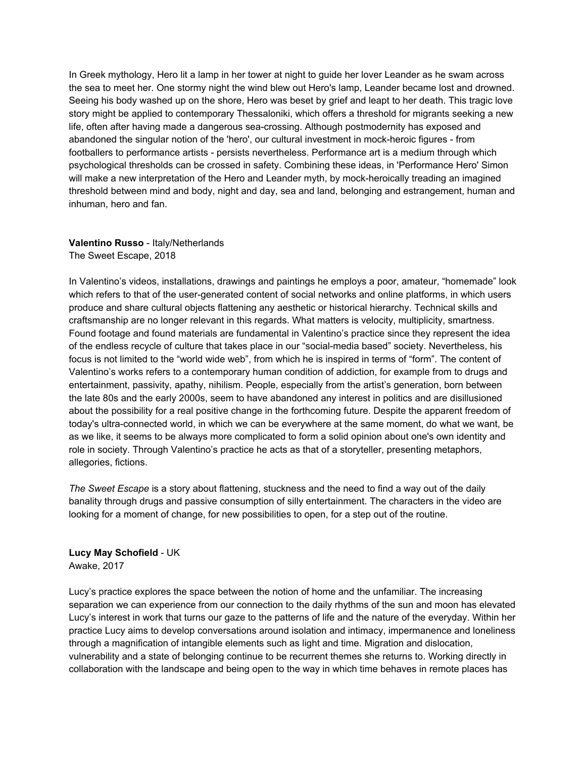In Greek mythology, Hero lit a lamp in her tower at night to guide her lover Leander as he swam across the sea to meet her. One stormy night the wind blew out Hero's lamp, Leander became lost and drowned. Seeing his body washed up on the shore, Hero was beset by grief and leapt to her death. This tragic love story might be applied to contemporary Thessaloniki, which offers a threshold for migrants seeking a new life, often after having made a dangerous sea-crossing. Although postmodernity has exposed and abandoned the singular notion of the 'hero', our cultural investment in mock-heroic figures - from footballers to performance artists - persists nevertheless. Performance art is a medium through which psychological thresholds can be crossed in safety. Combining these ideas, in 'Performance Hero' Simon will make a new interpretation of the Hero and Leander myth, by mock-heroically treading an imagined threshold between mind and body, night and day, sea and land, belonging and estrangement, human and inhuman, hero and fan.

**Valentino Russo** - Italy/Netherlands
The Sweet Escape, 2018

In Valentino's videos, installations, drawings and paintings he employs a poor, amateur, "homemade" look which refers to that of the user-generated content of social networks and online platforms, in which users produce and share cultural objects flattening any aesthetic or historical hierarchy. Technical skills and craftsmanship are no longer relevant in this regards. What matters is velocity, multiplicity, smartness. Found footage and found materials are fundamental in Valentino's practice since they represent the idea of the endless recycle of culture that takes place in our "social-media based" society. Nevertheless, his focus is not limited to the "world wide web", from which he is inspired in terms of "form". The content of Valentino's works refers to a contemporary human condition of addiction, for example from to drugs and entertainment, passivity, apathy, nihilism. People, especially from the artist's generation, born between the late 80s and the early 2000s, seem to have abandoned any interest in politics and are disillusioned about the possibility for a real positive change in the forthcoming future. Despite the apparent freedom of today's ultra-connected world, in which we can be everywhere at the same moment, do what we want, be as we like, it seems to be always more complicated to form a solid opinion about one's own identity and role in society. Through Valentino's practice he acts as that of a storyteller, presenting metaphors, allegories, fictions.

*The Sweet Escape* is a story about flattening, stuckness and the need to find a way out of the daily banality through drugs and passive consumption of silly entertainment. The characters in the video are looking for a moment of change, for new possibilities to open, for a step out of the routine.

**Lucy May Schofield** - UK
Awake, 2017

Lucy's practice explores the space between the notion of home and the unfamiliar. The increasing separation we can experience from our connection to the daily rhythms of the sun and moon has elevated Lucy's interest in work that turns our gaze to the patterns of life and the nature of the everyday. Within her practice Lucy aims to develop conversations around isolation and intimacy, impermanence and loneliness through a magnification of intangible elements such as light and time. Migration and dislocation, vulnerability and a state of belonging continue to be recurrent themes she returns to. Working directly in collaboration with the landscape and being open to the way in which time behaves in remote places has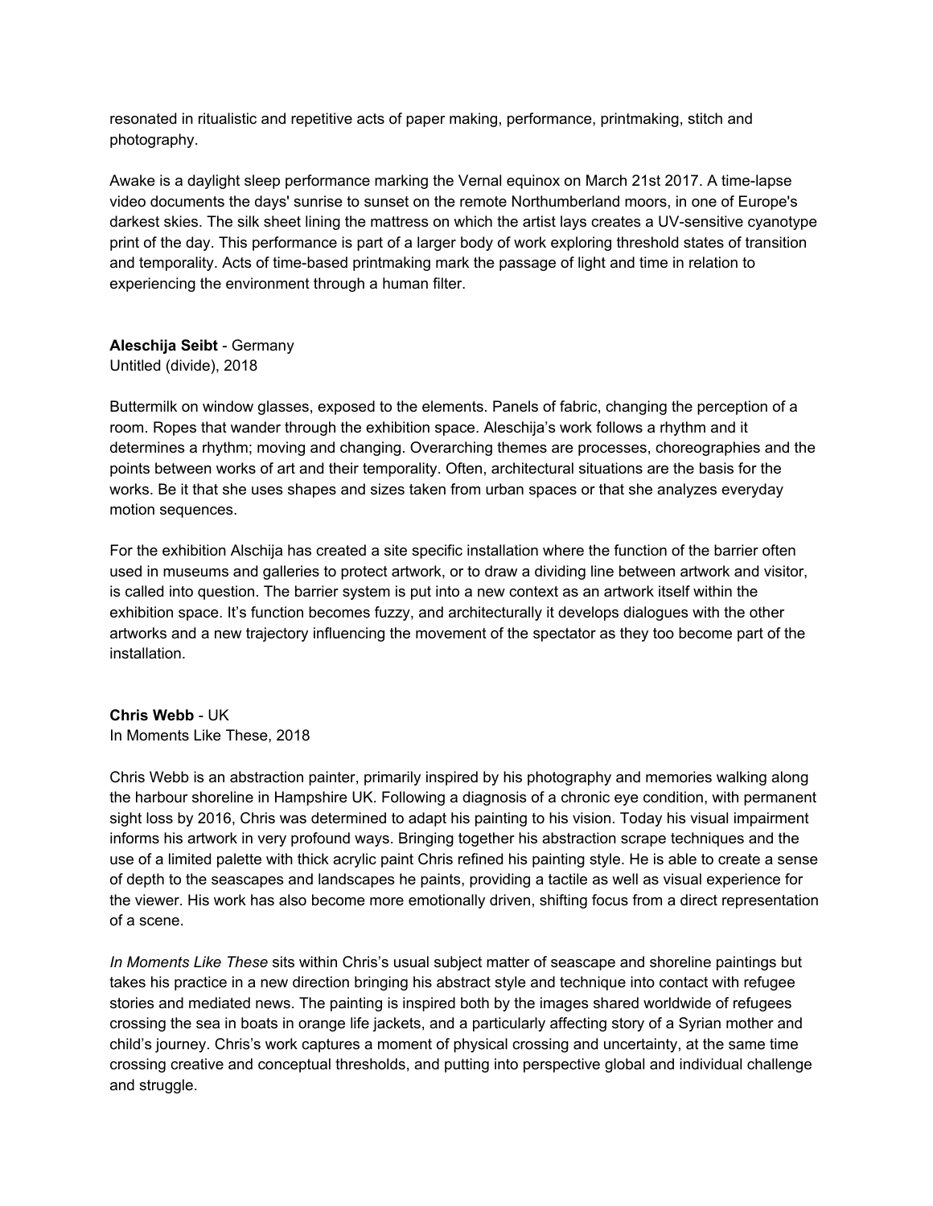resonated in ritualistic and repetitive acts of paper making, performance, printmaking, stitch and photography.

Awake is a daylight sleep performance marking the Vernal equinox on March 21st 2017. A time-lapse video documents the days' sunrise to sunset on the remote Northumberland moors, in one of Europe's darkest skies. The silk sheet lining the mattress on which the artist lays creates a UV-sensitive cyanotype print of the day. This performance is part of a larger body of work exploring threshold states of transition and temporality. Acts of time-based printmaking mark the passage of light and time in relation to experiencing the environment through a human filter.

**Aleschija Seibt** - Germany
Untitled (divide), 2018

Buttermilk on window glasses, exposed to the elements. Panels of fabric, changing the perception of a room. Ropes that wander through the exhibition space. Aleschija's work follows a rhythm and it determines a rhythm; moving and changing. Overarching themes are processes, choreographies and the points between works of art and their temporality. Often, architectural situations are the basis for the works. Be it that she uses shapes and sizes taken from urban spaces or that she analyzes everyday motion sequences.

For the exhibition Alschija has created a site specific installation where the function of the barrier often used in museums and galleries to protect artwork, or to draw a dividing line between artwork and visitor, is called into question. The barrier system is put into a new context as an artwork itself within the exhibition space. It's function becomes fuzzy, and architecturally it develops dialogues with the other artworks and a new trajectory influencing the movement of the spectator as they too become part of the installation.

**Chris Webb** - UK
In Moments Like These, 2018

Chris Webb is an abstraction painter, primarily inspired by his photography and memories walking along the harbour shoreline in Hampshire UK. Following a diagnosis of a chronic eye condition, with permanent sight loss by 2016, Chris was determined to adapt his painting to his vision. Today his visual impairment informs his artwork in very profound ways. Bringing together his abstraction scrape techniques and the use of a limited palette with thick acrylic paint Chris refined his painting style. He is able to create a sense of depth to the seascapes and landscapes he paints, providing a tactile as well as visual experience for the viewer. His work has also become more emotionally driven, shifting focus from a direct representation of a scene.

*In Moments Like These* sits within Chris's usual subject matter of seascape and shoreline paintings but takes his practice in a new direction bringing his abstract style and technique into contact with refugee stories and mediated news. The painting is inspired both by the images shared worldwide of refugees crossing the sea in boats in orange life jackets, and a particularly affecting story of a Syrian mother and child's journey. Chris's work captures a moment of physical crossing and uncertainty, at the same time crossing creative and conceptual thresholds, and putting into perspective global and individual challenge and struggle.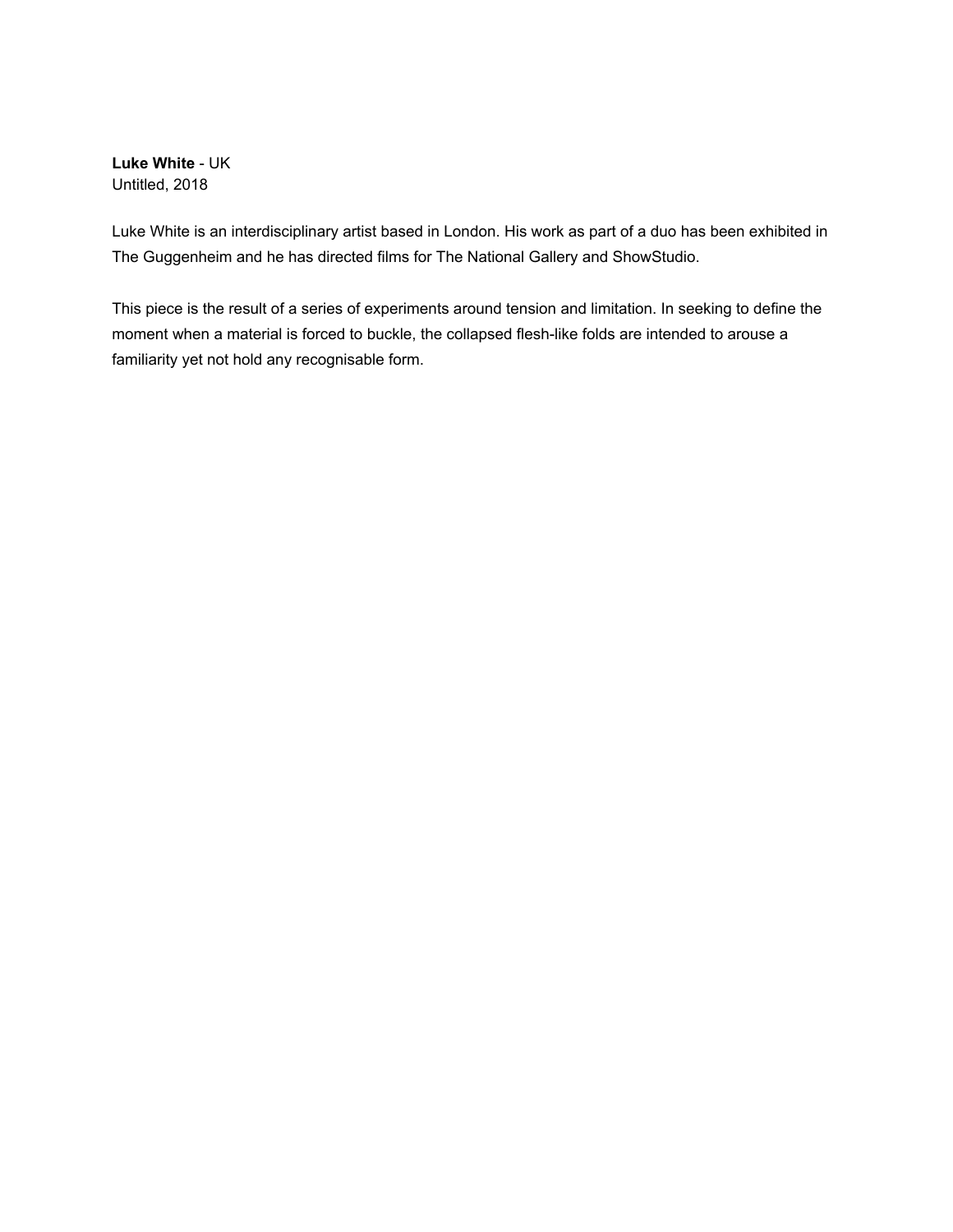**Luke White** - UK
Untitled, 2018

Luke White is an interdisciplinary artist based in London. His work as part of a duo has been exhibited in The Guggenheim and he has directed films for The National Gallery and ShowStudio.

This piece is the result of a series of experiments around tension and limitation. In seeking to define the moment when a material is forced to buckle, the collapsed flesh-like folds are intended to arouse a familiarity yet not hold any recognisable form.